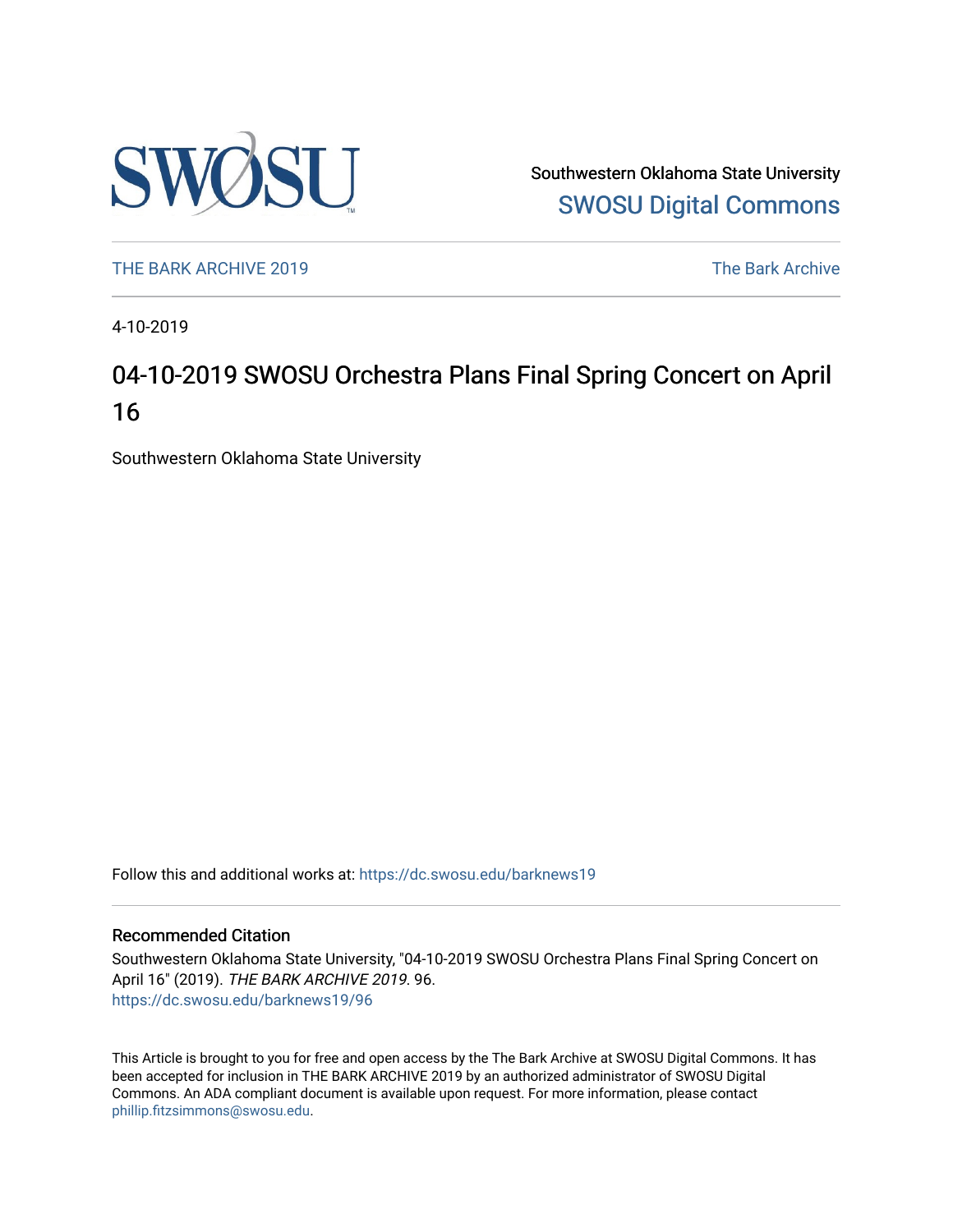Southwestern Oklahoma State University

SWOSU Digital Commons

THE BARK ARCHIVE 2019

The Bark Archive

4-10-2019

# 04-10-2019 SWOSU Orchestra Plans Final Spring Concert on April 16

Southwestern Oklahoma State University

Follow this and additional works at: https://dc.swosu.edu/barknews19

## Recommended Citation

Southwestern Oklahoma State University, "04-10-2019 SWOSU Orchestra Plans Final Spring Concert on April 16" (2019). *THE BARK ARCHIVE 2019*. 96.
https://dc.swosu.edu/barknews19/96

This Article is brought to you for free and open access by the The Bark Archive at SWOSU Digital Commons. It has been accepted for inclusion in THE BARK ARCHIVE 2019 by an authorized administrator of SWOSU Digital Commons. An ADA compliant document is available upon request. For more information, please contact phillip.fitzsimmons@swosu.edu.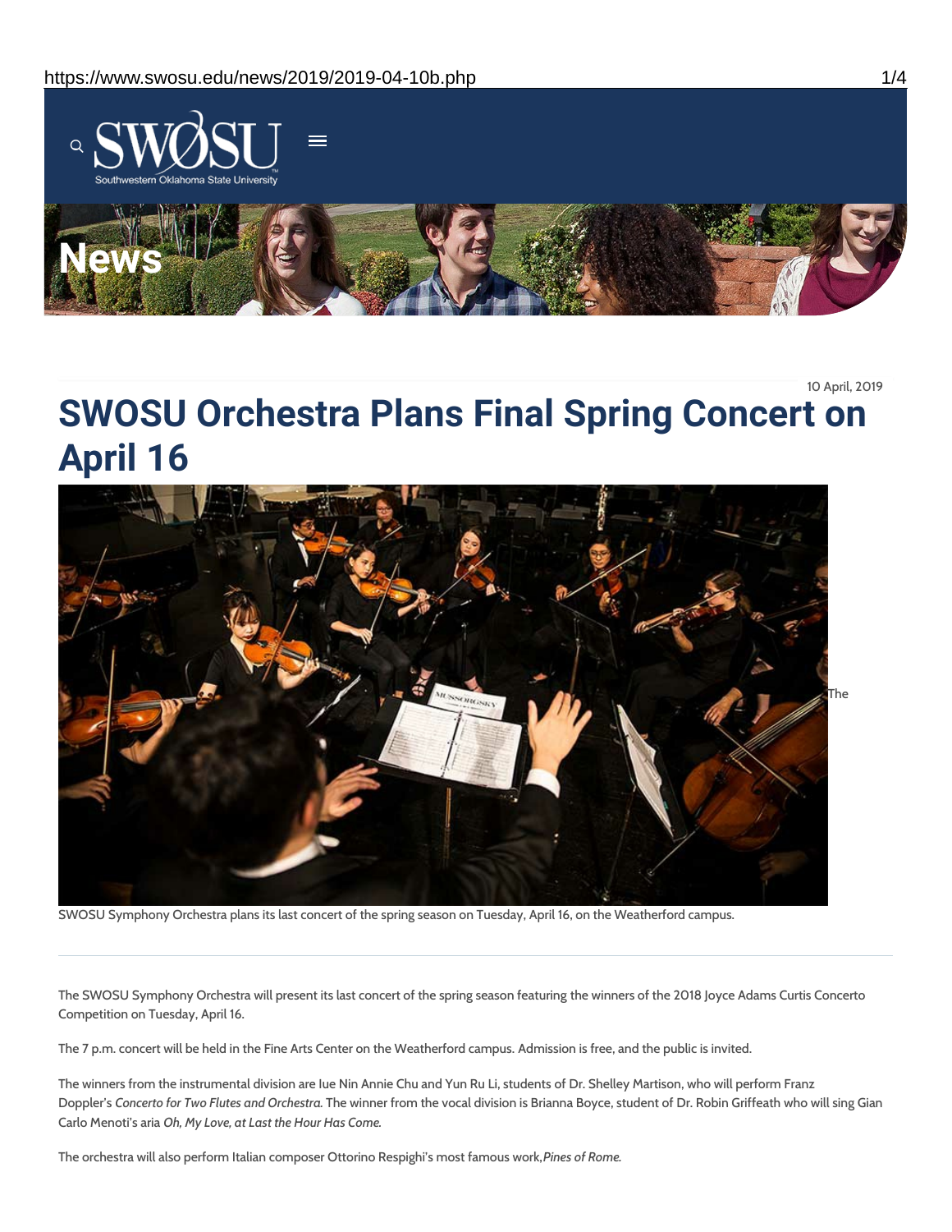10 April, 2019

# SWOSU Orchestra Plans Final Spring Concert on April 16

The

SWOSU Symphony Orchestra plans its last concert of the spring season on Tuesday, April 16, on the Weatherford campus.

---

The SWOSU Symphony Orchestra will present its last concert of the spring season featuring the winners of the 2018 Joyce Adams Curtis Concerto Competition on Tuesday, April 16.

The 7 p.m. concert will be held in the Fine Arts Center on the Weatherford campus. Admission is free, and the public is invited.

The winners from the instrumental division are Iue Nin Annie Chu and Yun Ru Li, students of Dr. Shelley Martison, who will perform Franz Doppler's *Concerto for Two Flutes and Orchestra.* The winner from the vocal division is Brianna Boyce, student of Dr. Robin Griffeath who will sing Gian Carlo Menoti's aria *Oh, My Love, at Last the Hour Has Come.*

The orchestra will also perform Italian composer Ottorino Respighi's most famous work,*Pines of Rome.*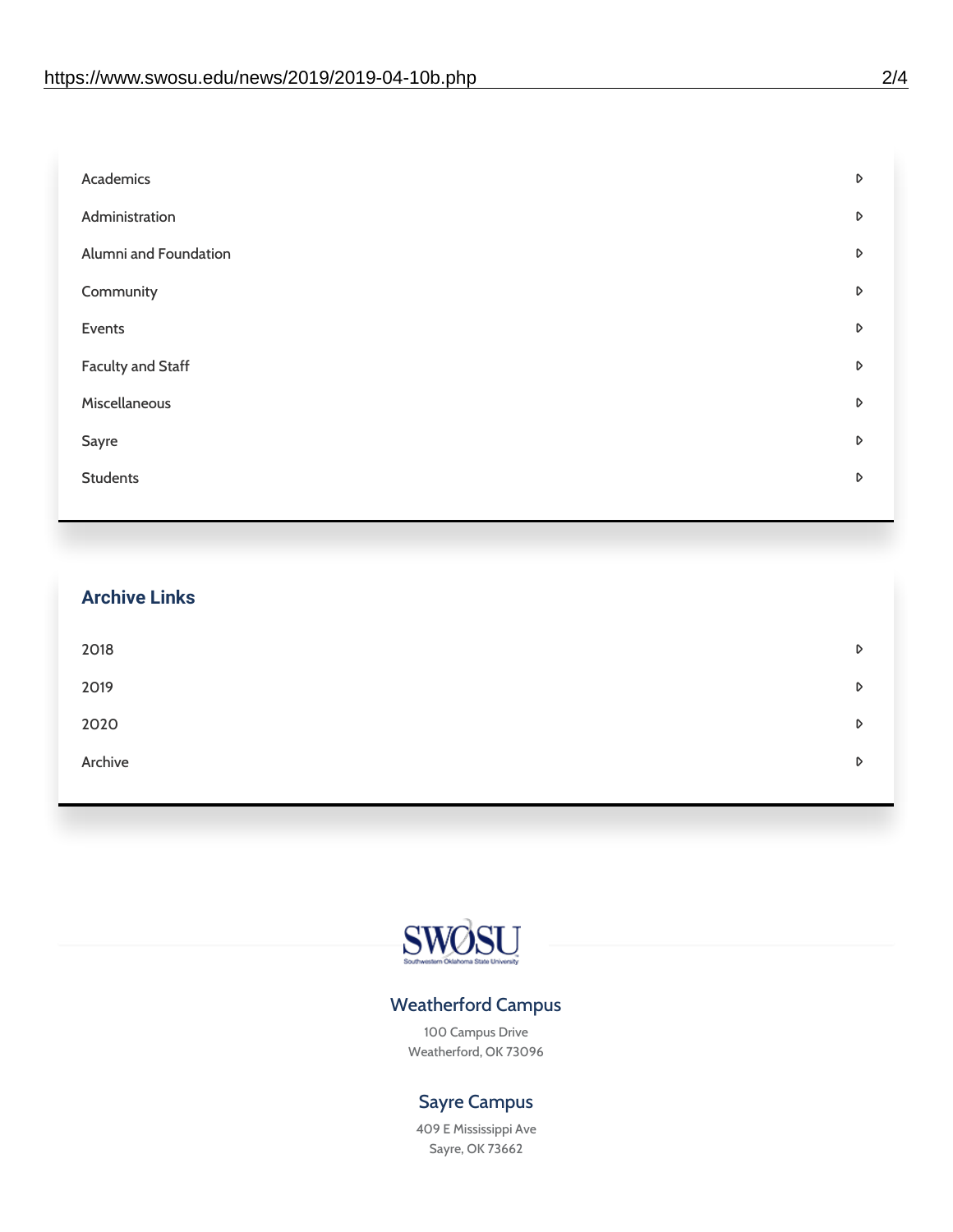- Academics
- Administration
- Alumni and Foundation
- Community
- Events
- Faculty and Staff
- Miscellaneous
- Sayre
- Students

## Archive Links

- 2018
- 2019
- 2020
- Archive

SWOSU
Southwestern Oklahoma State University

### Weatherford Campus

100 Campus Drive
Weatherford, OK 73096

### Sayre Campus

409 E Mississippi Ave
Sayre, OK 73662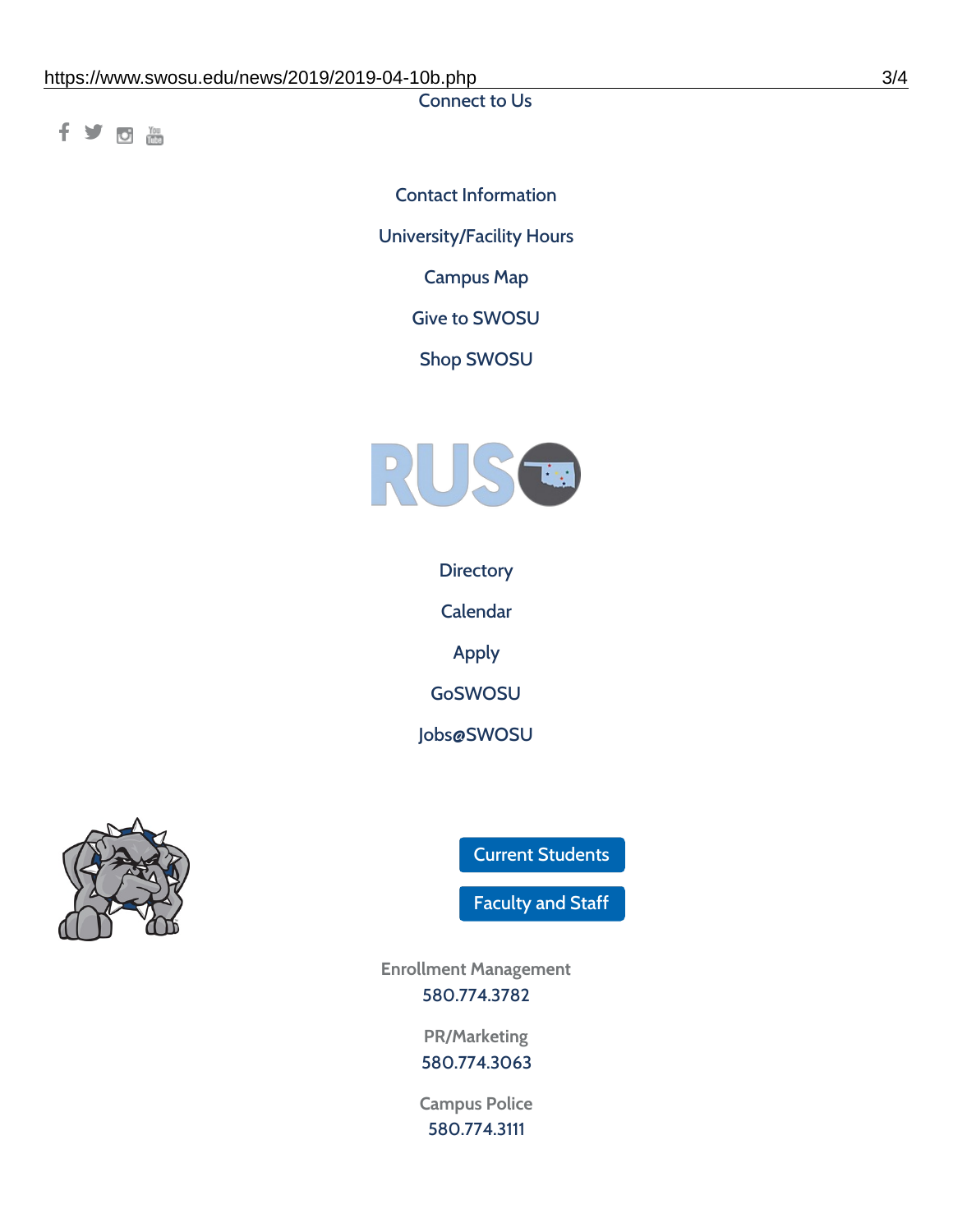Connect to Us

Contact Information

University/Facility Hours

Campus Map

Give to SWOSU

Shop SWOSU

RUSO

Directory

Calendar

Apply

GoSWOSU

Jobs@SWOSU

Current Students

Faculty and Staff

Enrollment Management
580.774.3782

PR/Marketing
580.774.3063

Campus Police
580.774.3111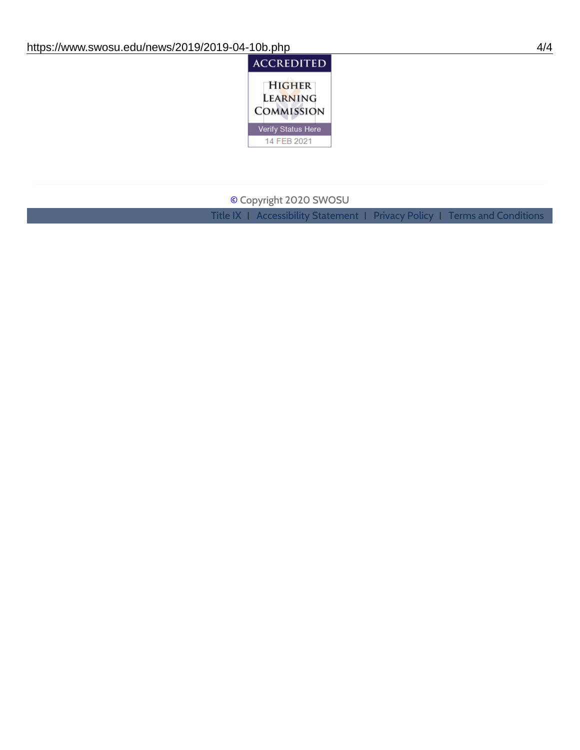ACCREDITED

HIGHER LEARNING COMMISSION

Verify Status Here

14 FEB 2021

© Copyright 2020 SWOSU

Title IX | Accessibility Statement | Privacy Policy | Terms and Conditions